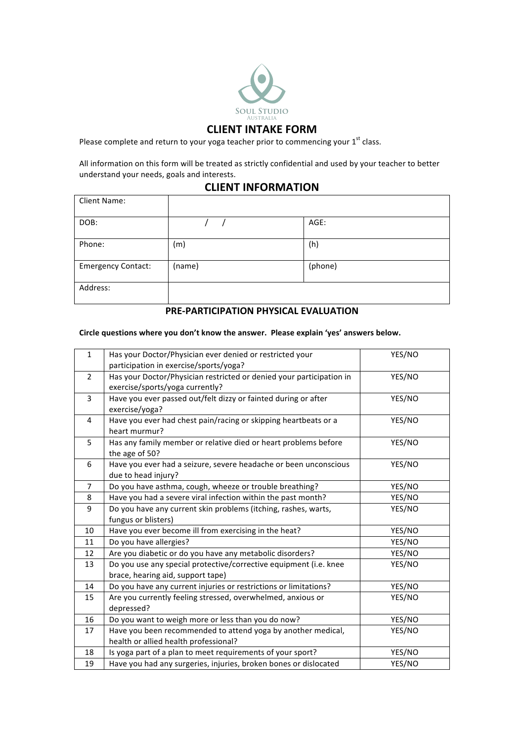SOUL STUDIO
AUSTRALIA

# CLIENT INTAKE FORM

Please complete and return to your yoga teacher prior to commencing your 1st class.

All information on this form will be treated as strictly confidential and used by your teacher to better understand your needs, goals and interests.

## CLIENT INFORMATION

| Client Name: | | |
|---|---|---|
| DOB: | / / | AGE: |
| Phone: | (m) | (h) |
| Emergency Contact: | (name) | (phone) |
| Address: | | |

### PRE-PARTICIPATION PHYSICAL EVALUATION

**Circle questions where you don't know the answer. Please explain 'yes' answers below.**

| | | |
|---|---|---|
| 1 | Has your Doctor/Physician ever denied or restricted your participation in exercise/sports/yoga? | YES/NO |
| 2 | Has your Doctor/Physician restricted or denied your participation in exercise/sports/yoga currently? | YES/NO |
| 3 | Have you ever passed out/felt dizzy or fainted during or after exercise/yoga? | YES/NO |
| 4 | Have you ever had chest pain/racing or skipping heartbeats or a heart murmur? | YES/NO |
| 5 | Has any family member or relative died or heart problems before the age of 50? | YES/NO |
| 6 | Have you ever had a seizure, severe headache or been unconscious due to head injury? | YES/NO |
| 7 | Do you have asthma, cough, wheeze or trouble breathing? | YES/NO |
| 8 | Have you had a severe viral infection within the past month? | YES/NO |
| 9 | Do you have any current skin problems (itching, rashes, warts, fungus or blisters) | YES/NO |
| 10 | Have you ever become ill from exercising in the heat? | YES/NO |
| 11 | Do you have allergies? | YES/NO |
| 12 | Are you diabetic or do you have any metabolic disorders? | YES/NO |
| 13 | Do you use any special protective/corrective equipment (i.e. knee brace, hearing aid, support tape) | YES/NO |
| 14 | Do you have any current injuries or restrictions or limitations? | YES/NO |
| 15 | Are you currently feeling stressed, overwhelmed, anxious or depressed? | YES/NO |
| 16 | Do you want to weigh more or less than you do now? | YES/NO |
| 17 | Have you been recommended to attend yoga by another medical, health or allied health professional? | YES/NO |
| 18 | Is yoga part of a plan to meet requirements of your sport? | YES/NO |
| 19 | Have you had any surgeries, injuries, broken bones or dislocated | YES/NO |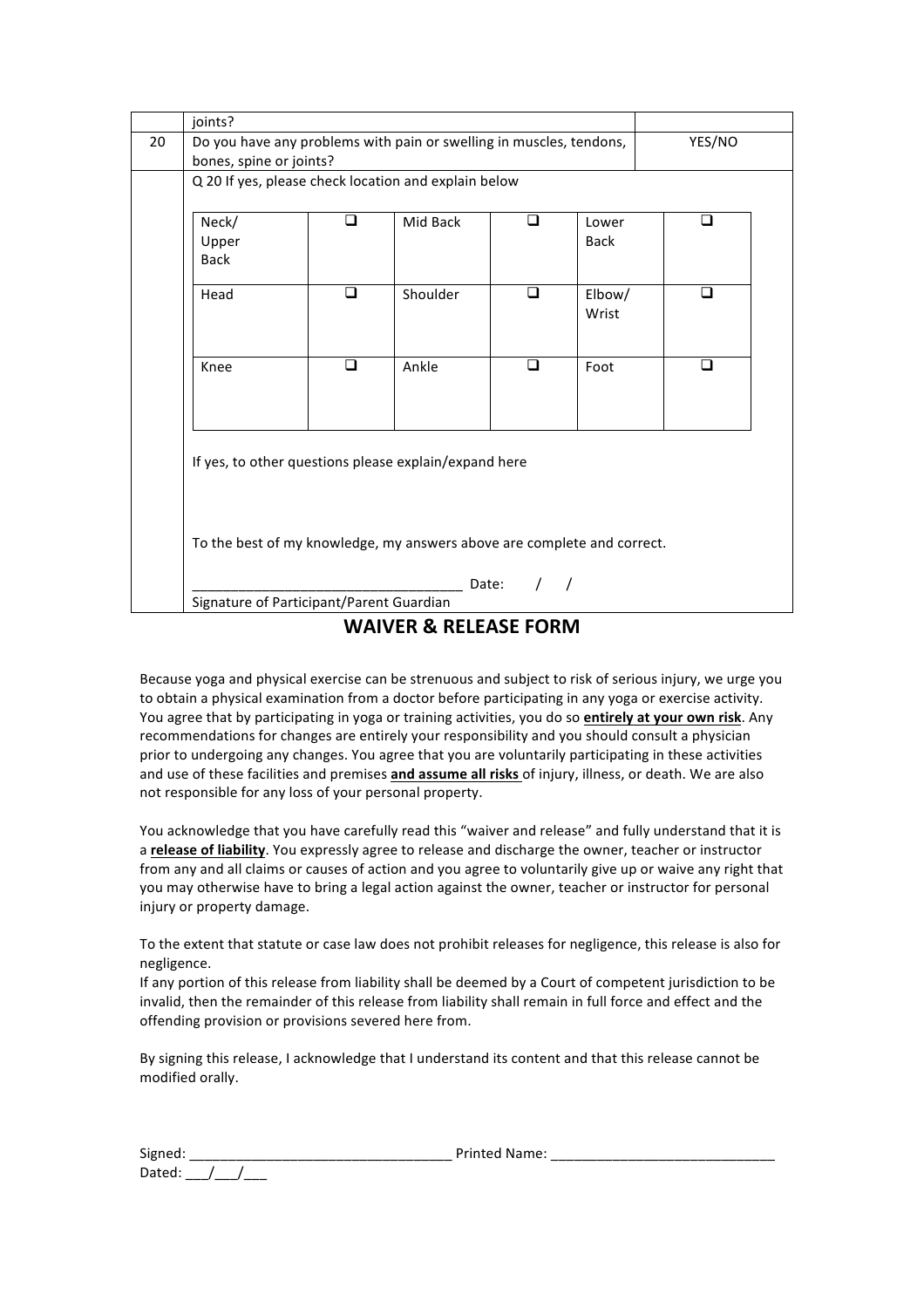| | | |
|---|---|---|
| | joints? | |
| 20 | Do you have any problems with pain or swelling in muscles, tendons, bones, spine or joints? | YES/NO |

Q 20 If yes, please check location and explain below

| | | | | | |
|---|---|---|---|---|---|
| Neck/ Upper Back | ❑ | Mid Back | ❑ | Lower Back | ❑ |
| Head | ❑ | Shoulder | ❑ | Elbow/ Wrist | ❑ |
| Knee | ❑ | Ankle | ❑ | Foot | ❑ |

If yes, to other questions please explain/expand here

To the best of my knowledge, my answers above are complete and correct.

___________________________________ Date: / /

Signature of Participant/Parent Guardian

## WAIVER & RELEASE FORM

Because yoga and physical exercise can be strenuous and subject to risk of serious injury, we urge you to obtain a physical examination from a doctor before participating in any yoga or exercise activity. You agree that by participating in yoga or training activities, you do so **entirely at your own risk**. Any recommendations for changes are entirely your responsibility and you should consult a physician prior to undergoing any changes. You agree that you are voluntarily participating in these activities and use of these facilities and premises **and assume all risks** of injury, illness, or death. We are also not responsible for any loss of your personal property.

You acknowledge that you have carefully read this "waiver and release" and fully understand that it is a **release of liability**. You expressly agree to release and discharge the owner, teacher or instructor from any and all claims or causes of action and you agree to voluntarily give up or waive any right that you may otherwise have to bring a legal action against the owner, teacher or instructor for personal injury or property damage.

To the extent that statute or case law does not prohibit releases for negligence, this release is also for negligence.

If any portion of this release from liability shall be deemed by a Court of competent jurisdiction to be invalid, then the remainder of this release from liability shall remain in full force and effect and the offending provision or provisions severed here from.

By signing this release, I acknowledge that I understand its content and that this release cannot be modified orally.

Signed: _________________________________ Printed Name: _____________________________

Dated: ___/___/___